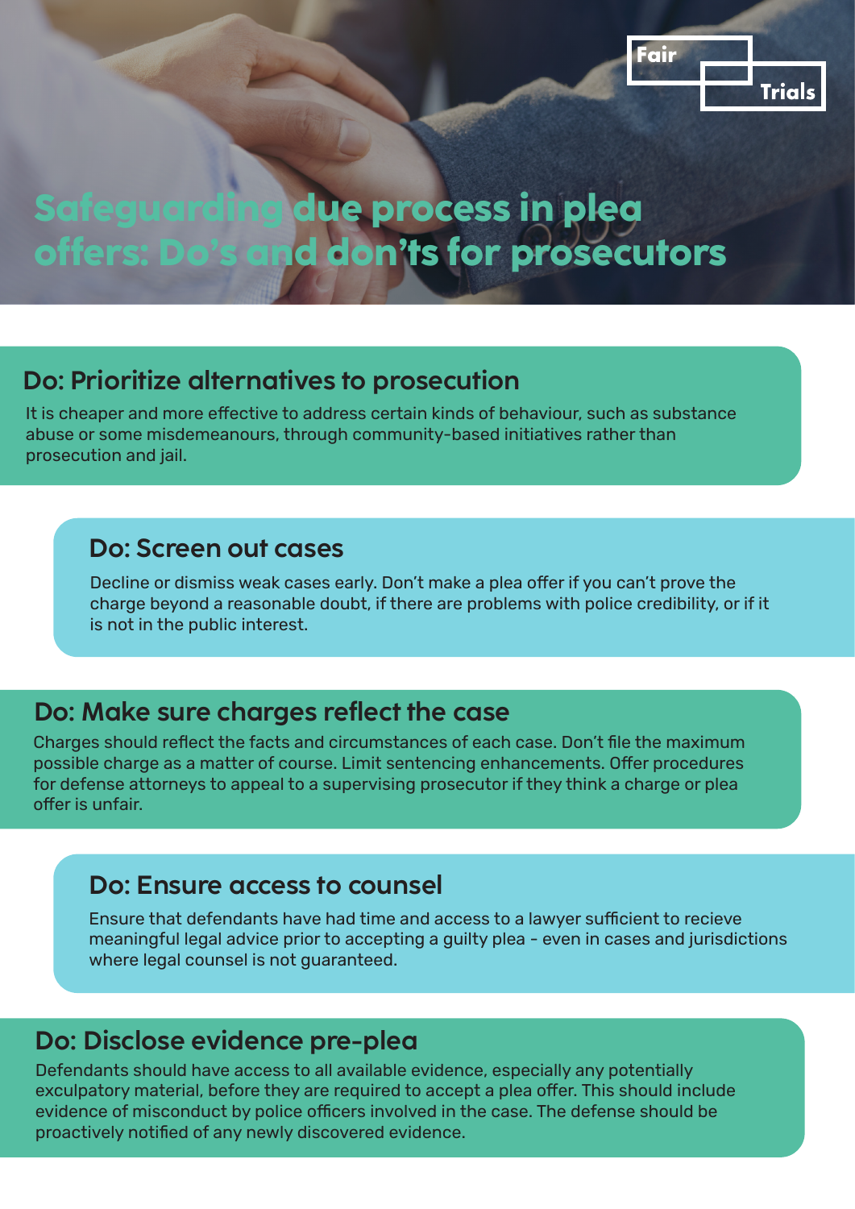Fair Trials

# Safeguarding due process in plea offers: Do's and don'ts for prosecutors

## Do: Prioritize alternatives to prosecution

It is cheaper and more effective to address certain kinds of behaviour, such as substance abuse or some misdemeanours, through community-based initiatives rather than prosecution and jail.

## Do: Screen out cases

Decline or dismiss weak cases early. Don't make a plea offer if you can't prove the charge beyond a reasonable doubt, if there are problems with police credibility, or if it is not in the public interest.

## Do: Make sure charges reflect the case

Charges should reflect the facts and circumstances of each case. Don't file the maximum possible charge as a matter of course. Limit sentencing enhancements. Offer procedures for defense attorneys to appeal to a supervising prosecutor if they think a charge or plea offer is unfair.

## Do: Ensure access to counsel

Ensure that defendants have had time and access to a lawyer sufficient to recieve meaningful legal advice prior to accepting a guilty plea - even in cases and jurisdictions where legal counsel is not guaranteed.

## Do: Disclose evidence pre-plea

Defendants should have access to all available evidence, especially any potentially exculpatory material, before they are required to accept a plea offer. This should include evidence of misconduct by police officers involved in the case. The defense should be proactively notified of any newly discovered evidence.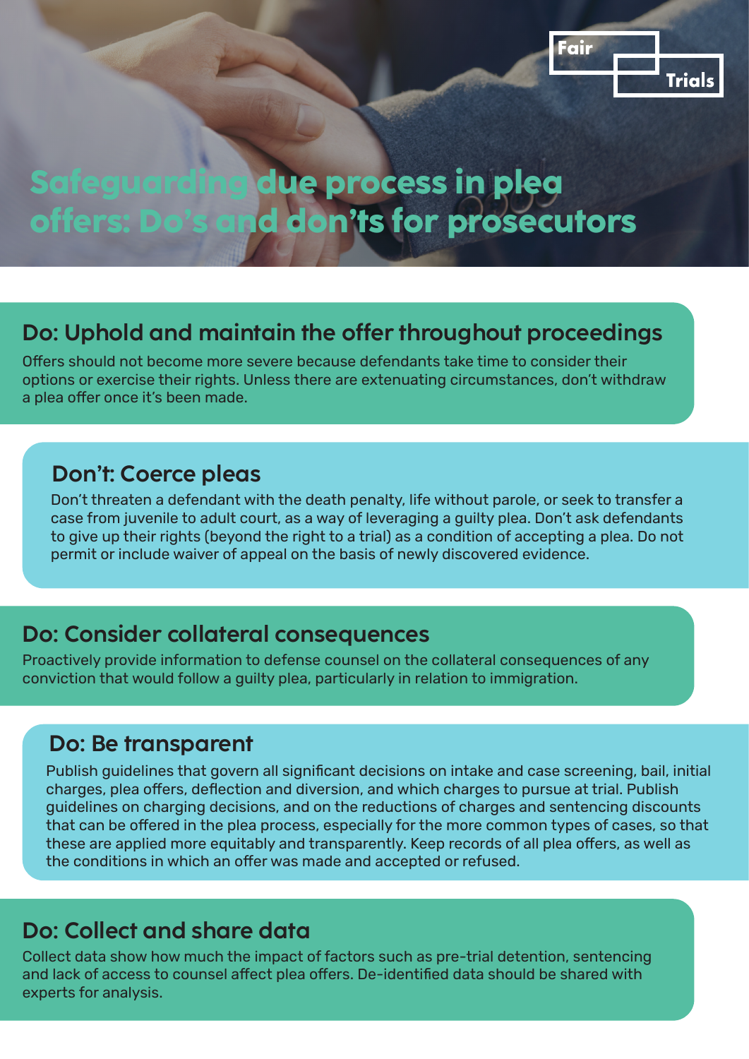Fair Trials

# Safeguarding due process in plea offers: Do's and don'ts for prosecutors

## Do: Uphold and maintain the offer throughout proceedings

Offers should not become more severe because defendants take time to consider their options or exercise their rights. Unless there are extenuating circumstances, don't withdraw a plea offer once it's been made.

## Don't: Coerce pleas

Don't threaten a defendant with the death penalty, life without parole, or seek to transfer a case from juvenile to adult court, as a way of leveraging a guilty plea. Don't ask defendants to give up their rights (beyond the right to a trial) as a condition of accepting a plea. Do not permit or include waiver of appeal on the basis of newly discovered evidence.

## Do: Consider collateral consequences

Proactively provide information to defense counsel on the collateral consequences of any conviction that would follow a guilty plea, particularly in relation to immigration.

## Do: Be transparent

Publish guidelines that govern all significant decisions on intake and case screening, bail, initial charges, plea offers, deflection and diversion, and which charges to pursue at trial. Publish guidelines on charging decisions, and on the reductions of charges and sentencing discounts that can be offered in the plea process, especially for the more common types of cases, so that these are applied more equitably and transparently. Keep records of all plea offers, as well as the conditions in which an offer was made and accepted or refused.

## Do: Collect and share data

Collect data show how much the impact of factors such as pre-trial detention, sentencing and lack of access to counsel affect plea offers. De-identified data should be shared with experts for analysis.